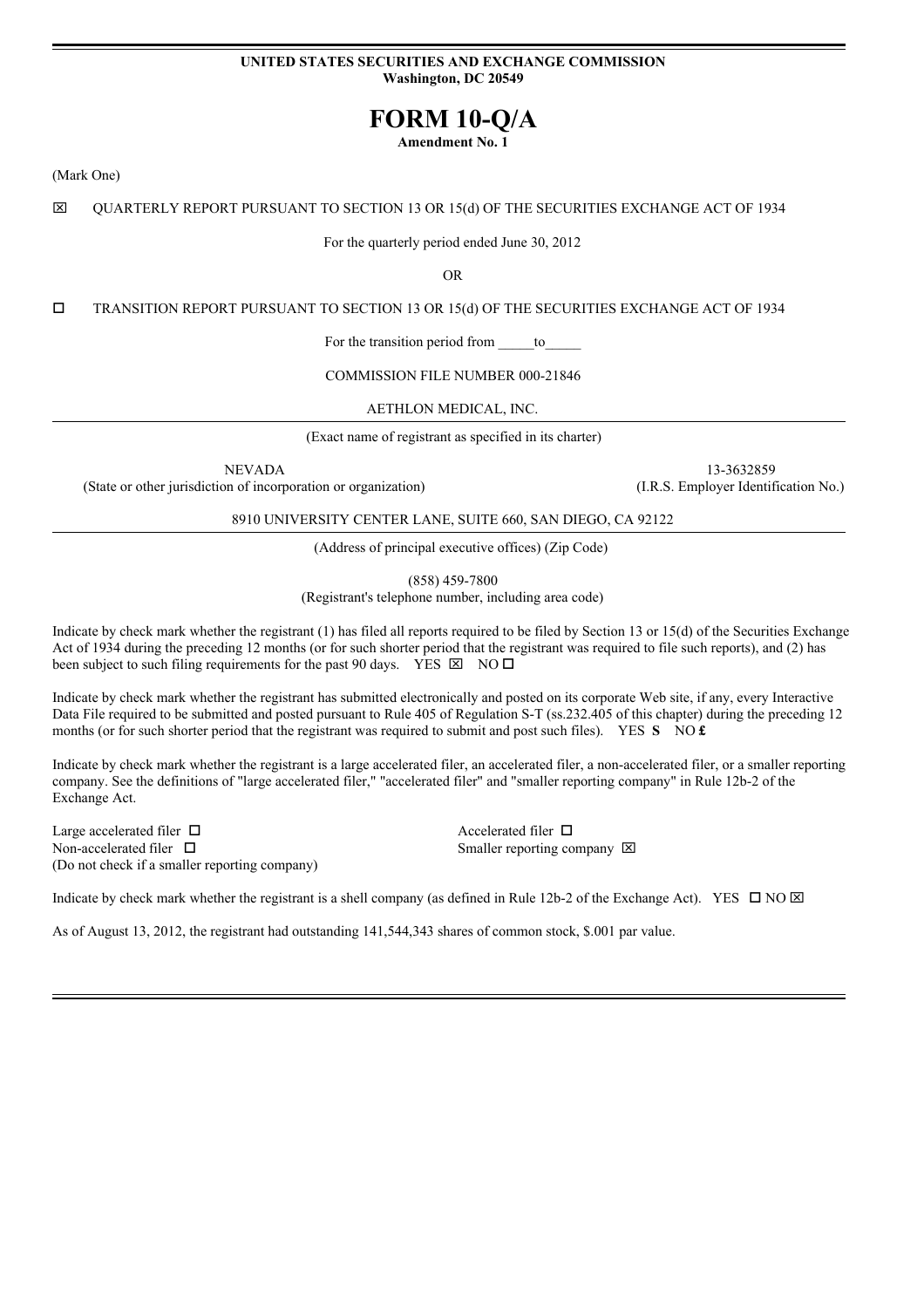**UNITED STATES SECURITIES AND EXCHANGE COMMISSION**
**Washington, DC 20549**

# FORM 10-Q/A

**Amendment No. 1**

(Mark One)

☒ QUARTERLY REPORT PURSUANT TO SECTION 13 OR 15(d) OF THE SECURITIES EXCHANGE ACT OF 1934

For the quarterly period ended June 30, 2012

OR

☐ TRANSITION REPORT PURSUANT TO SECTION 13 OR 15(d) OF THE SECURITIES EXCHANGE ACT OF 1934

For the transition period from _____to_____

COMMISSION FILE NUMBER 000-21846

AETHLON MEDICAL, INC.

(Exact name of registrant as specified in its charter)

| NEVADA | 13-3632859 |
|---|---|
| (State or other jurisdiction of incorporation or organization) | (I.R.S. Employer Identification No.) |

8910 UNIVERSITY CENTER LANE, SUITE 660, SAN DIEGO, CA 92122

(Address of principal executive offices) (Zip Code)

(858) 459-7800
(Registrant's telephone number, including area code)

Indicate by check mark whether the registrant (1) has filed all reports required to be filed by Section 13 or 15(d) of the Securities Exchange Act of 1934 during the preceding 12 months (or for such shorter period that the registrant was required to file such reports), and (2) has been subject to such filing requirements for the past 90 days. YES ☒ NO ☐

Indicate by check mark whether the registrant has submitted electronically and posted on its corporate Web site, if any, every Interactive Data File required to be submitted and posted pursuant to Rule 405 of Regulation S-T (ss.232.405 of this chapter) during the preceding 12 months (or for such shorter period that the registrant was required to submit and post such files). YES **S** NO **£**

Indicate by check mark whether the registrant is a large accelerated filer, an accelerated filer, a non-accelerated filer, or a smaller reporting company. See the definitions of "large accelerated filer," "accelerated filer" and "smaller reporting company" in Rule 12b-2 of the Exchange Act.

| | |
|---|---|
| Large accelerated filer ☐ | Accelerated filer ☐ |
| Non-accelerated filer ☐ (Do not check if a smaller reporting company) | Smaller reporting company ☒ |

Indicate by check mark whether the registrant is a shell company (as defined in Rule 12b-2 of the Exchange Act). YES ☐ NO ☒

As of August 13, 2012, the registrant had outstanding 141,544,343 shares of common stock, $.001 par value.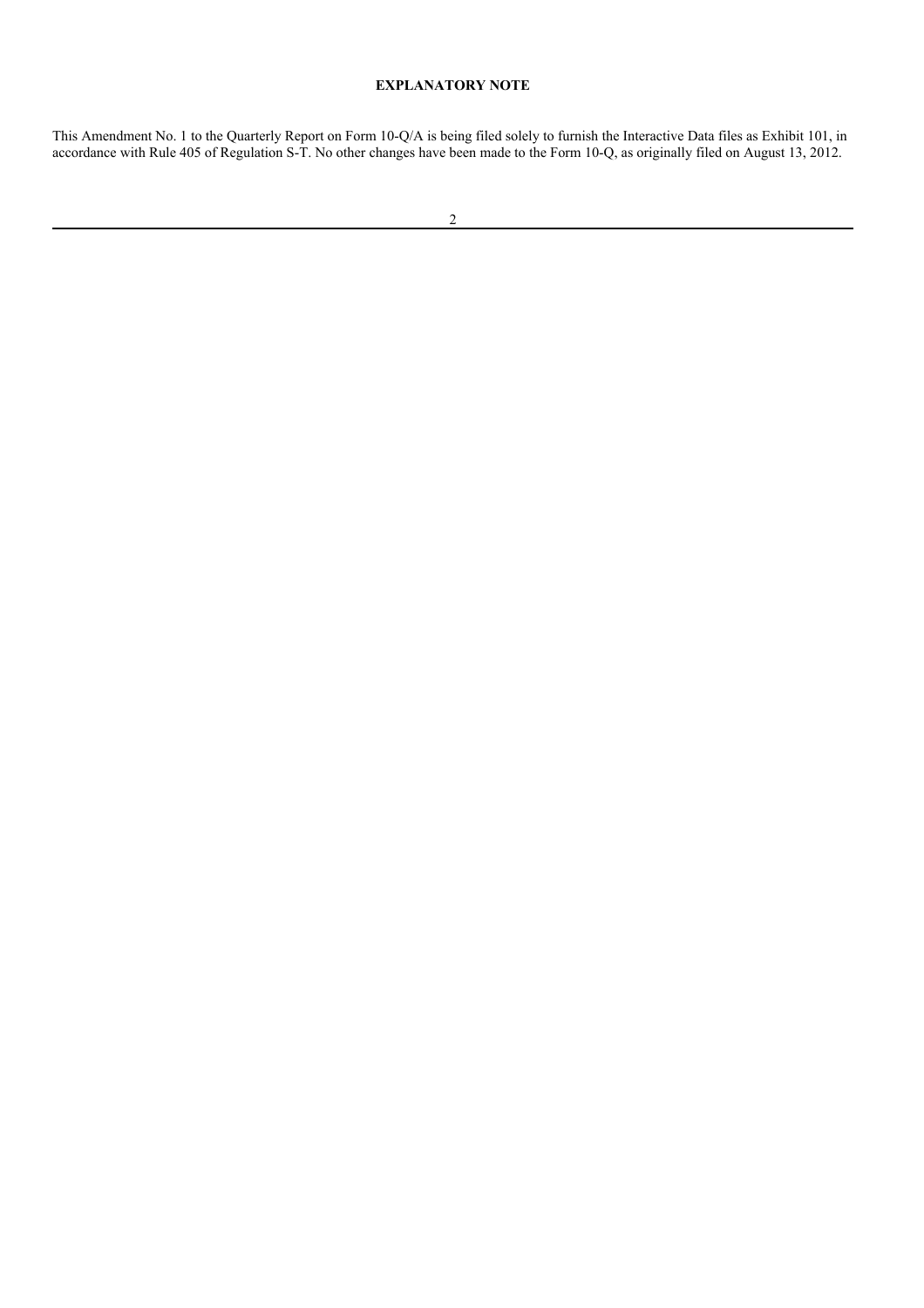**EXPLANATORY NOTE**

This Amendment No. 1 to the Quarterly Report on Form 10-Q/A is being filed solely to furnish the Interactive Data files as Exhibit 101, in accordance with Rule 405 of Regulation S-T. No other changes have been made to the Form 10-Q, as originally filed on August 13, 2012.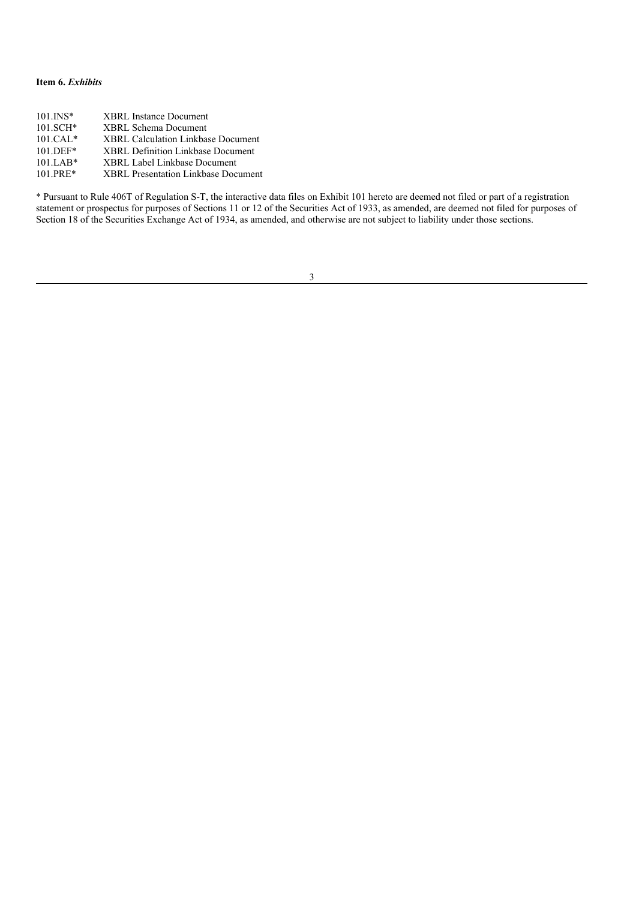**Item 6.** ***Exhibits***

| | |
|---|---|
| 101.INS* | XBRL Instance Document |
| 101.SCH* | XBRL Schema Document |
| 101.CAL* | XBRL Calculation Linkbase Document |
| 101.DEF* | XBRL Definition Linkbase Document |
| 101.LAB* | XBRL Label Linkbase Document |
| 101.PRE* | XBRL Presentation Linkbase Document |

* Pursuant to Rule 406T of Regulation S-T, the interactive data files on Exhibit 101 hereto are deemed not filed or part of a registration statement or prospectus for purposes of Sections 11 or 12 of the Securities Act of 1933, as amended, are deemed not filed for purposes of Section 18 of the Securities Exchange Act of 1934, as amended, and otherwise are not subject to liability under those sections.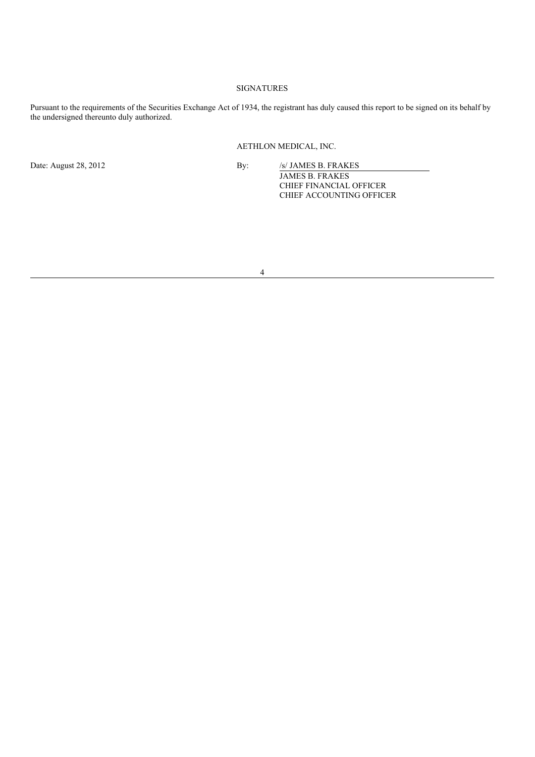# SIGNATURES

Pursuant to the requirements of the Securities Exchange Act of 1934, the registrant has duly caused this report to be signed on its behalf by the undersigned thereunto duly authorized.

AETHLON MEDICAL, INC.

Date: August 28, 2012

By: /s/ JAMES B. FRAKES
JAMES B. FRAKES
CHIEF FINANCIAL OFFICER
CHIEF ACCOUNTING OFFICER